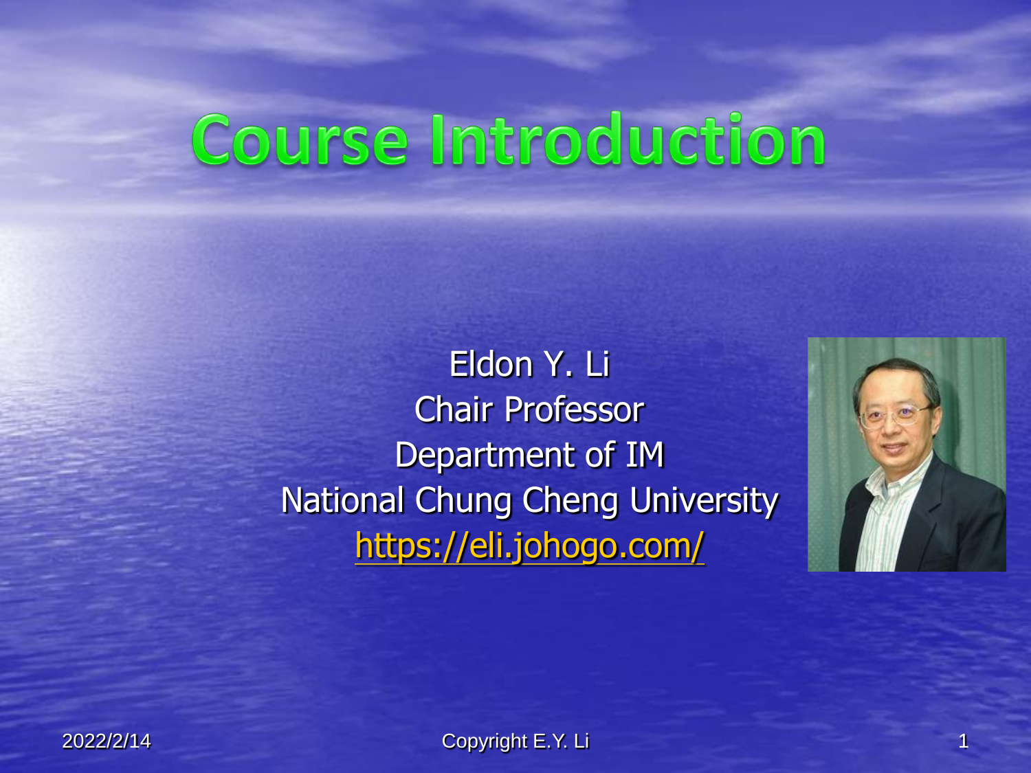# Course Introduction

Eldon Y. Li
Chair Professor
Department of IM
National Chung Cheng University
https://eli.johogo.com/

2022/2/14

Copyright E.Y. Li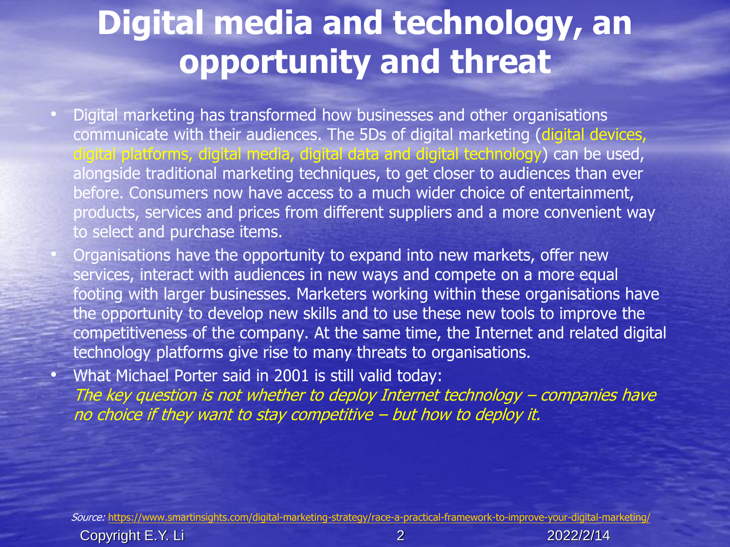# Digital media and technology, an opportunity and threat

- Digital marketing has transformed how businesses and other organisations communicate with their audiences. The 5Ds of digital marketing (digital devices, digital platforms, digital media, digital data and digital technology) can be used, alongside traditional marketing techniques, to get closer to audiences than ever before. Consumers now have access to a much wider choice of entertainment, products, services and prices from different suppliers and a more convenient way to select and purchase items.
- Organisations have the opportunity to expand into new markets, offer new services, interact with audiences in new ways and compete on a more equal footing with larger businesses. Marketers working within these organisations have the opportunity to develop new skills and to use these new tools to improve the competitiveness of the company. At the same time, the Internet and related digital technology platforms give rise to many threats to organisations.
- What Michael Porter said in 2001 is still valid today:
  *The key question is not whether to deploy Internet technology – companies have no choice if they want to stay competitive – but how to deploy it.*

*Source:* https://www.smartinsights.com/digital-marketing-strategy/race-a-practical-framework-to-improve-your-digital-marketing/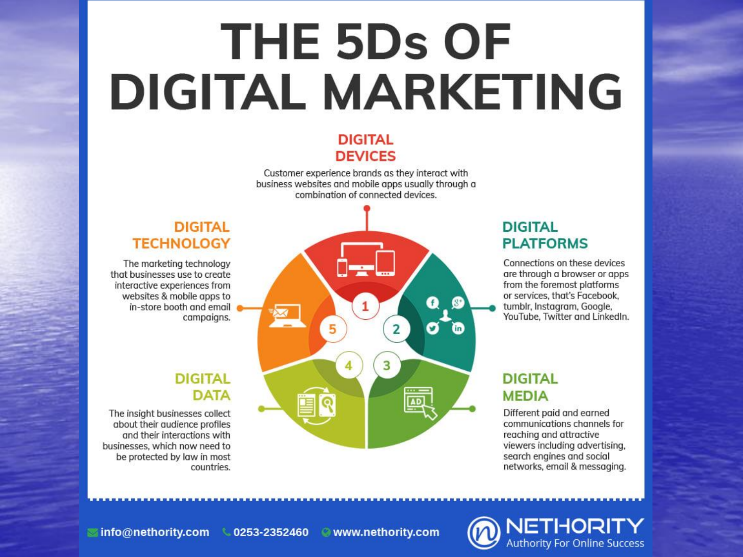# THE 5Ds OF DIGITAL MARKETING

## 1. DIGITAL DEVICES

Customer experience brands as they interact with business websites and mobile apps usually through a combination of connected devices.

## 2. DIGITAL PLATFORMS

Connections on these devices are through a browser or apps from the foremost platforms or services, that's Facebook, tumblr, Instagram, Google, YouTube, Twitter and LinkedIn.

## 3. DIGITAL MEDIA

Different paid and earned communications channels for reaching and attractive viewers including advertising, search engines and social networks, email & messaging.

## 4. DIGITAL DATA

The insight businesses collect about their audience profiles and their interactions with businesses, which now need to be protected by law in most countries.

## 5. DIGITAL TECHNOLOGY

The marketing technology that businesses use to create interactive experiences from websites & mobile apps to in-store booth and email campaigns.

info@nethority.com 0253-2352460 www.nethority.com

NETHORITY Authority For Online Success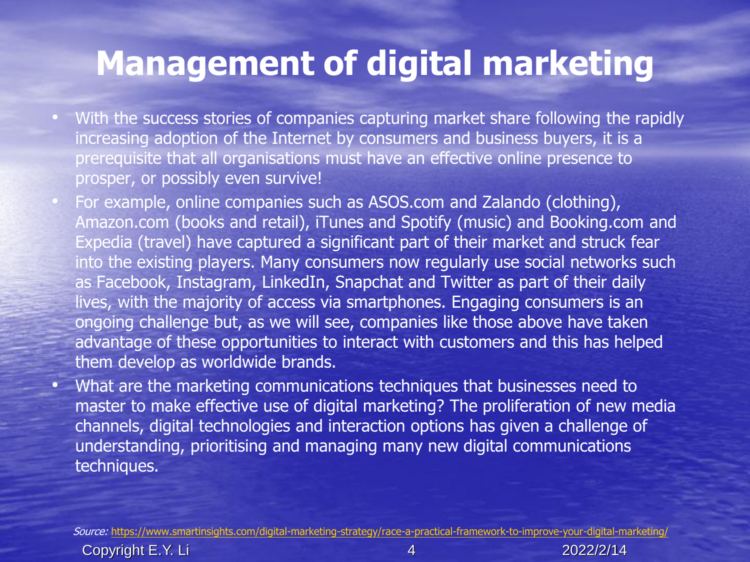# Management of digital marketing

- With the success stories of companies capturing market share following the rapidly increasing adoption of the Internet by consumers and business buyers, it is a prerequisite that all organisations must have an effective online presence to prosper, or possibly even survive!
- For example, online companies such as ASOS.com and Zalando (clothing), Amazon.com (books and retail), iTunes and Spotify (music) and Booking.com and Expedia (travel) have captured a significant part of their market and struck fear into the existing players. Many consumers now regularly use social networks such as Facebook, Instagram, LinkedIn, Snapchat and Twitter as part of their daily lives, with the majority of access via smartphones. Engaging consumers is an ongoing challenge but, as we will see, companies like those above have taken advantage of these opportunities to interact with customers and this has helped them develop as worldwide brands.
- What are the marketing communications techniques that businesses need to master to make effective use of digital marketing? The proliferation of new media channels, digital technologies and interaction options has given a challenge of understanding, prioritising and managing many new digital communications techniques.

*Source:* https://www.smartinsights.com/digital-marketing-strategy/race-a-practical-framework-to-improve-your-digital-marketing/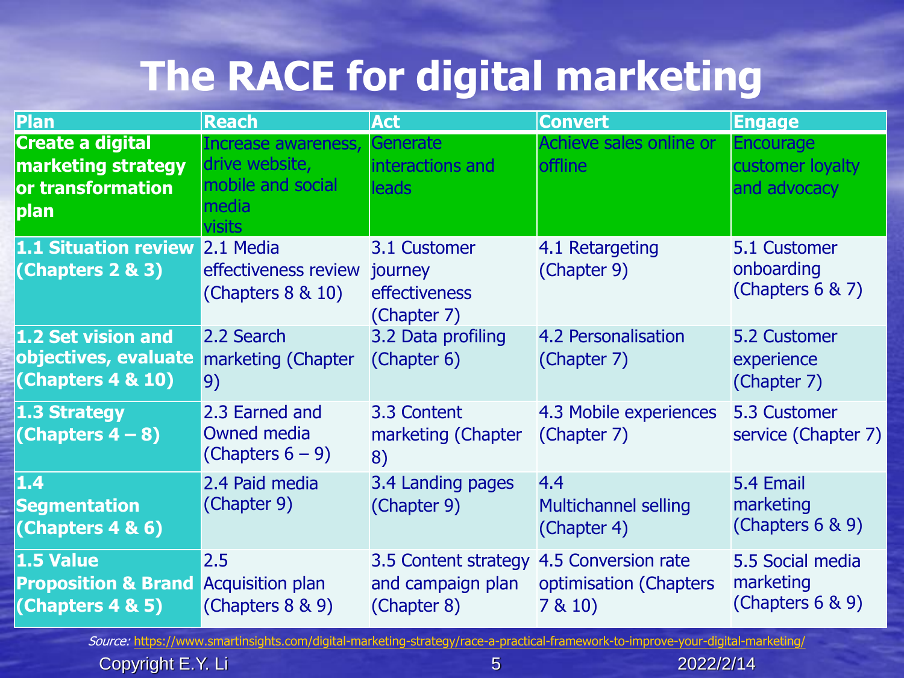# The RACE for digital marketing

| Plan | Reach | Act | Convert | Engage |
|---|---|---|---|---|
| **Create a digital marketing strategy or transformation plan** | Increase awareness, drive website, mobile and social media visits | Generate interactions and leads | Achieve sales online or offline | Encourage customer loyalty and advocacy |
| **1.1 Situation review (Chapters 2 & 3)** | 2.1 Media effectiveness review (Chapters 8 & 10) | 3.1 Customer journey effectiveness (Chapter 7) | 4.1 Retargeting (Chapter 9) | 5.1 Customer onboarding (Chapters 6 & 7) |
| **1.2 Set vision and objectives, evaluate (Chapters 4 & 10)** | 2.2 Search marketing (Chapter 9) | 3.2 Data profiling (Chapter 6) | 4.2 Personalisation (Chapter 7) | 5.2 Customer experience (Chapter 7) |
| **1.3 Strategy (Chapters 4 – 8)** | 2.3 Earned and Owned media (Chapters 6 – 9) | 3.3 Content marketing (Chapter 8) | 4.3 Mobile experiences (Chapter 7) | 5.3 Customer service (Chapter 7) |
| **1.4 Segmentation (Chapters 4 & 6)** | 2.4 Paid media (Chapter 9) | 3.4 Landing pages (Chapter 9) | 4.4 Multichannel selling (Chapter 4) | 5.4 Email marketing (Chapters 6 & 9) |
| **1.5 Value Proposition & Brand (Chapters 4 & 5)** | 2.5 Acquisition plan (Chapters 8 & 9) | 3.5 Content strategy and campaign plan (Chapter 8) | 4.5 Conversion rate optimisation (Chapters 7 & 10) | 5.5 Social media marketing (Chapters 6 & 9) |

*Source:* https://www.smartinsights.com/digital-marketing-strategy/race-a-practical-framework-to-improve-your-digital-marketing/

Copyright E.Y. Li 2022/2/14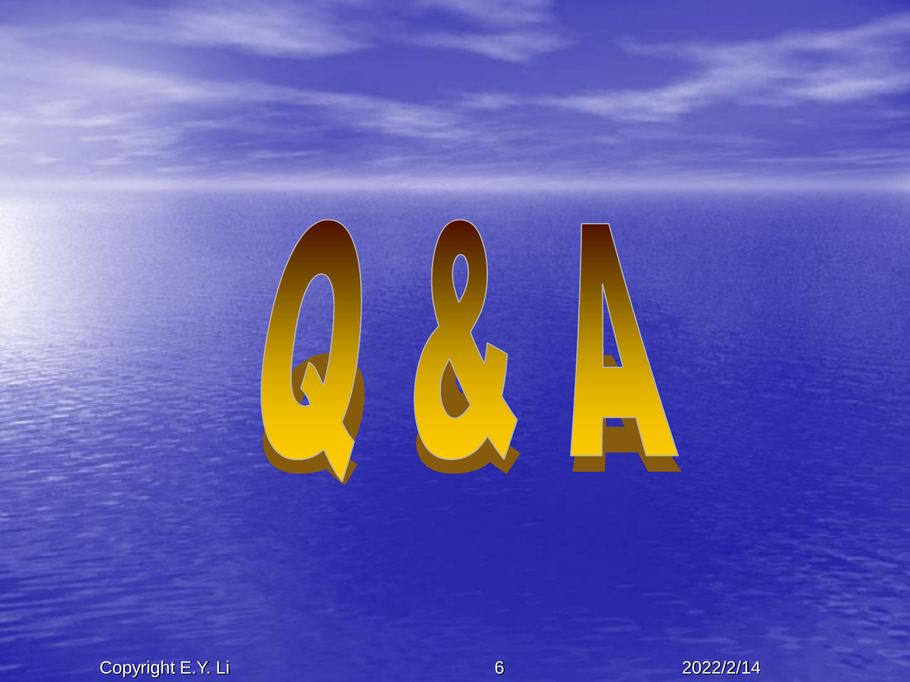# Q & A